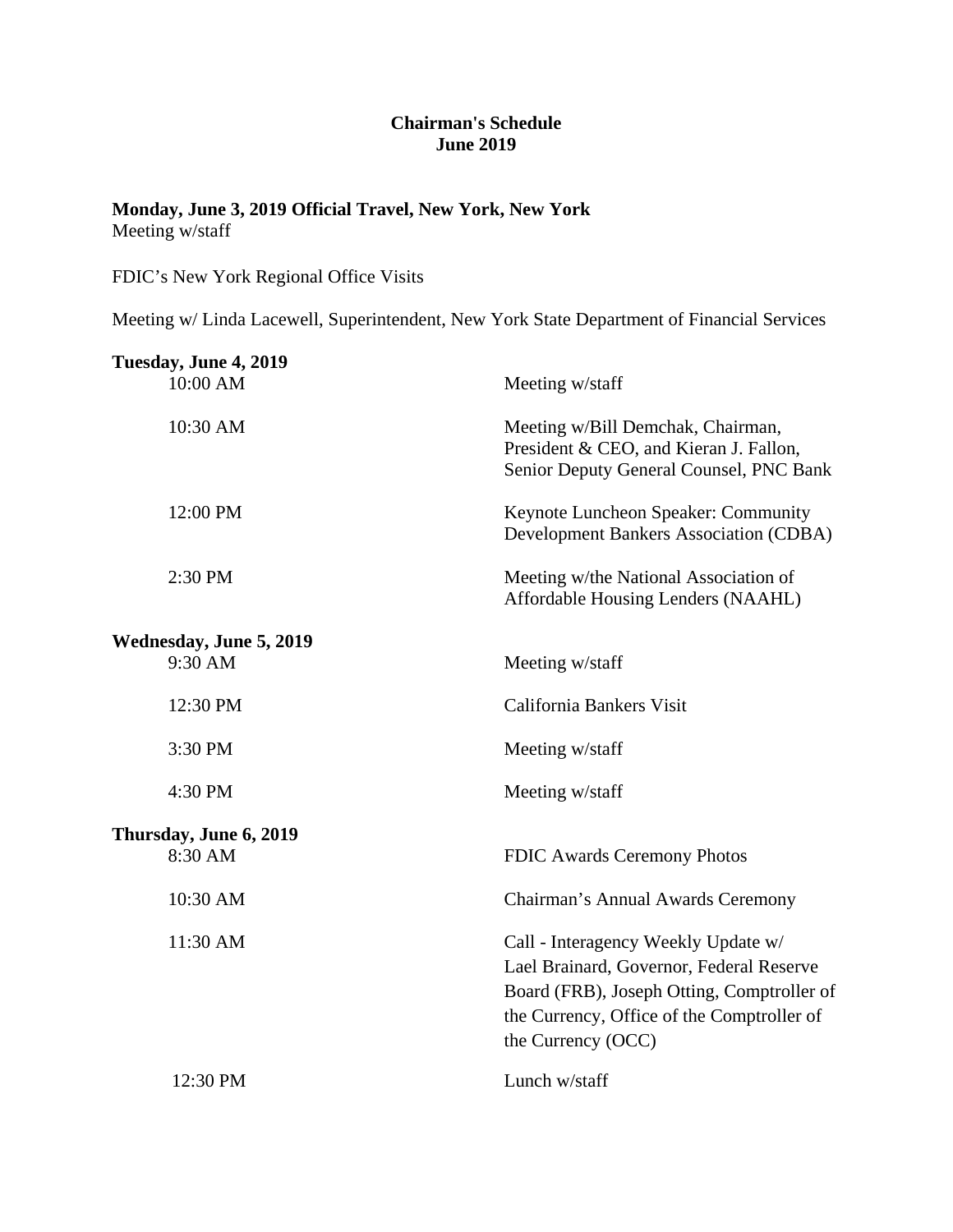# Chairman's Schedule
# June 2019

**Monday, June 3, 2019 Official Travel, New York, New York**

Meeting w/staff

FDIC's New York Regional Office Visits

Meeting w/ Linda Lacewell, Superintendent, New York State Department of Financial Services

**Tuesday, June 4, 2019**

| | |
|---|---|
| 10:00 AM | Meeting w/staff |
| 10:30 AM | Meeting w/Bill Demchak, Chairman, President & CEO, and Kieran J. Fallon, Senior Deputy General Counsel, PNC Bank |
| 12:00 PM | Keynote Luncheon Speaker: Community Development Bankers Association (CDBA) |
| 2:30 PM | Meeting w/the National Association of Affordable Housing Lenders (NAAHL) |

**Wednesday, June 5, 2019**

| | |
|---|---|
| 9:30 AM | Meeting w/staff |
| 12:30 PM | California Bankers Visit |
| 3:30 PM | Meeting w/staff |
| 4:30 PM | Meeting w/staff |

**Thursday, June 6, 2019**

| | |
|---|---|
| 8:30 AM | FDIC Awards Ceremony Photos |
| 10:30 AM | Chairman's Annual Awards Ceremony |
| 11:30 AM | Call - Interagency Weekly Update w/ Lael Brainard, Governor, Federal Reserve Board (FRB), Joseph Otting, Comptroller of the Currency, Office of the Comptroller of the Currency (OCC) |
| 12:30 PM | Lunch w/staff |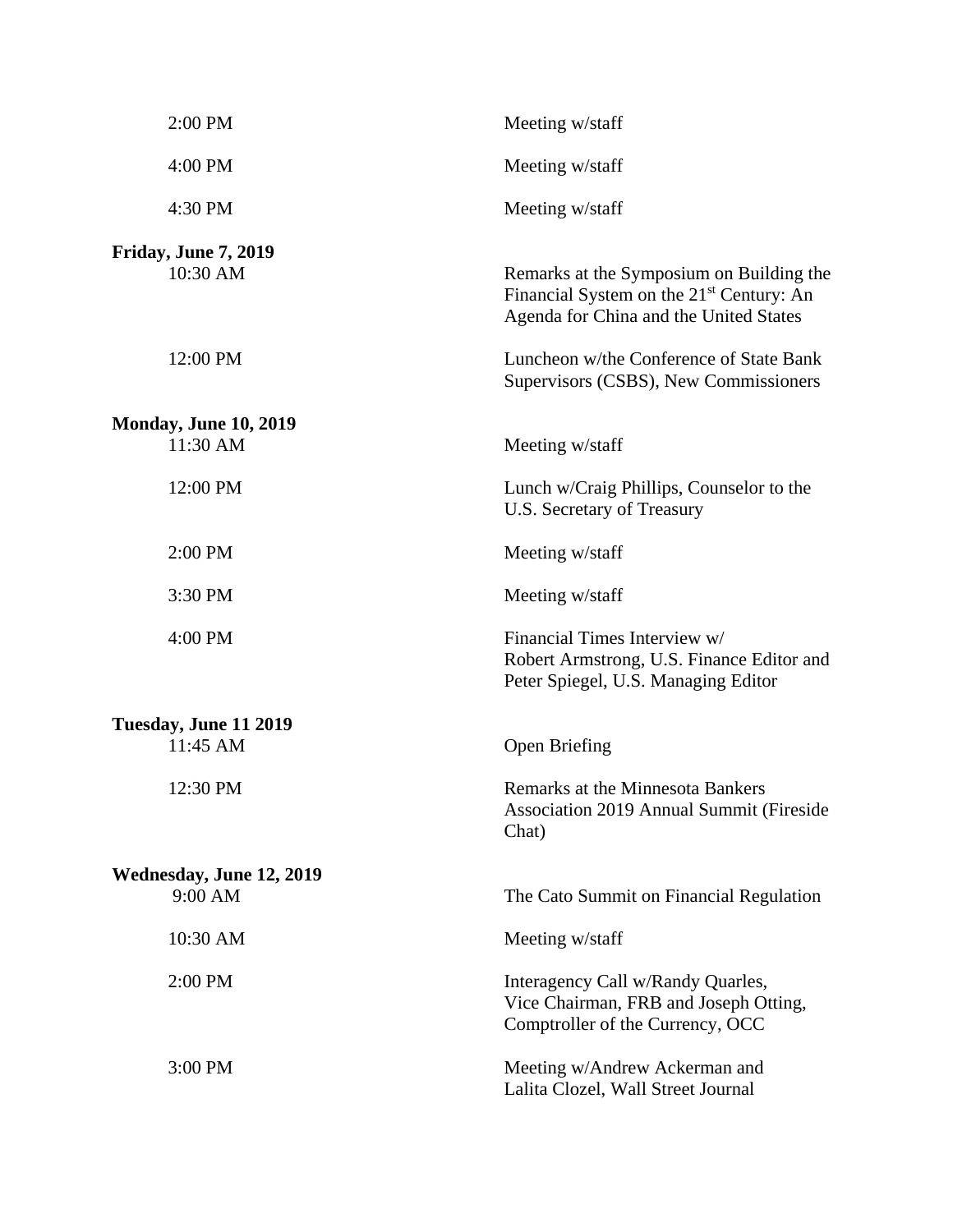| | |
|---|---|
| 2:00 PM | Meeting w/staff |
| 4:00 PM | Meeting w/staff |
| 4:30 PM | Meeting w/staff |

**Friday, June 7, 2019**

| | |
|---|---|
| 10:30 AM | Remarks at the Symposium on Building the Financial System on the 21st Century: An Agenda for China and the United States |
| 12:00 PM | Luncheon w/the Conference of State Bank Supervisors (CSBS), New Commissioners |

**Monday, June 10, 2019**

| | |
|---|---|
| 11:30 AM | Meeting w/staff |
| 12:00 PM | Lunch w/Craig Phillips, Counselor to the U.S. Secretary of Treasury |
| 2:00 PM | Meeting w/staff |
| 3:30 PM | Meeting w/staff |
| 4:00 PM | Financial Times Interview w/ Robert Armstrong, U.S. Finance Editor and Peter Spiegel, U.S. Managing Editor |

**Tuesday, June 11 2019**

| | |
|---|---|
| 11:45 AM | Open Briefing |
| 12:30 PM | Remarks at the Minnesota Bankers Association 2019 Annual Summit (Fireside Chat) |

**Wednesday, June 12, 2019**

| | |
|---|---|
| 9:00 AM | The Cato Summit on Financial Regulation |
| 10:30 AM | Meeting w/staff |
| 2:00 PM | Interagency Call w/Randy Quarles, Vice Chairman, FRB and Joseph Otting, Comptroller of the Currency, OCC |
| 3:00 PM | Meeting w/Andrew Ackerman and Lalita Clozel, Wall Street Journal |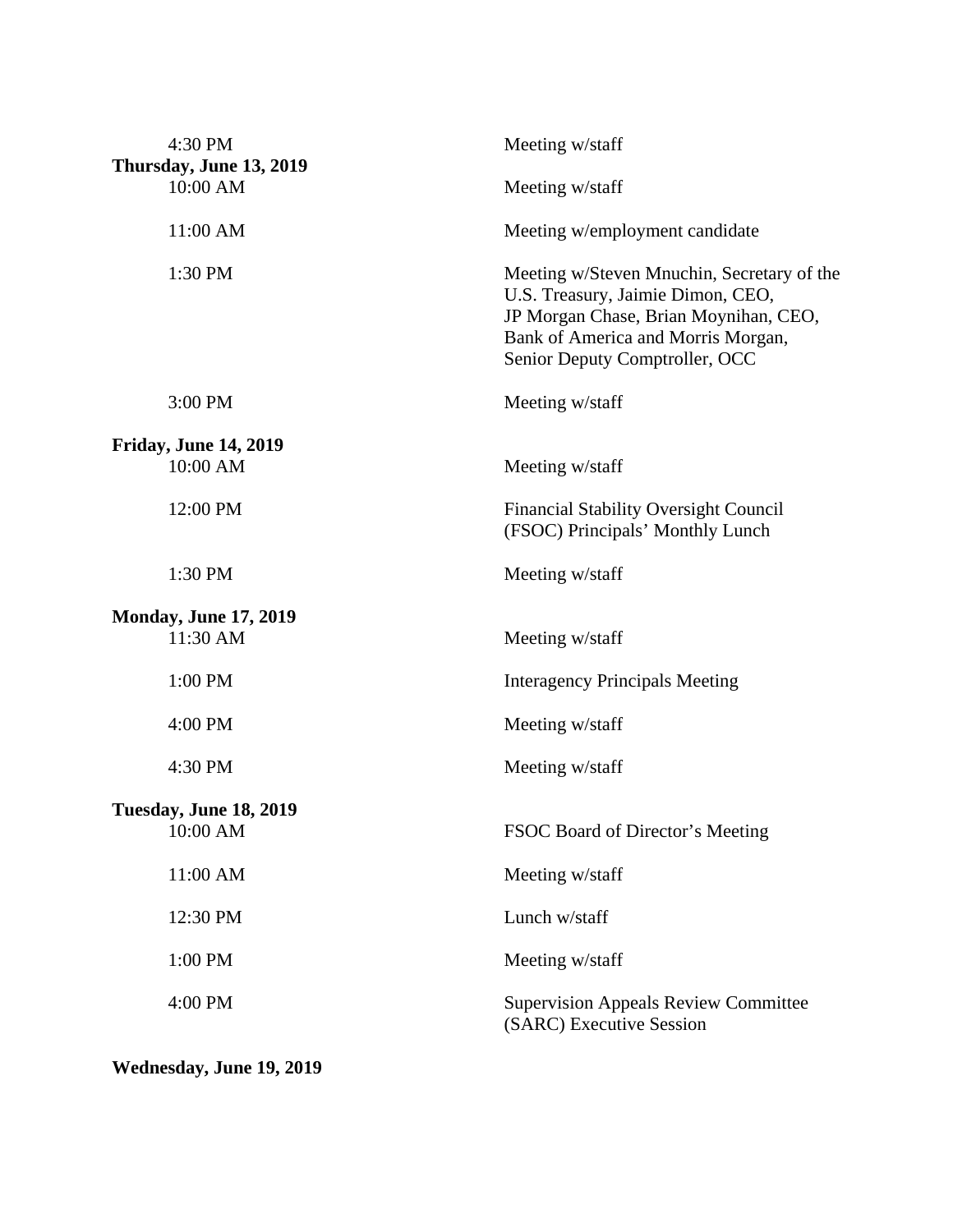| | |
|---|---|
| 4:30 PM | Meeting w/staff |
| **Thursday, June 13, 2019** | |
| 10:00 AM | Meeting w/staff |
| 11:00 AM | Meeting w/employment candidate |
| 1:30 PM | Meeting w/Steven Mnuchin, Secretary of the U.S. Treasury, Jaimie Dimon, CEO, JP Morgan Chase, Brian Moynihan, CEO, Bank of America and Morris Morgan, Senior Deputy Comptroller, OCC |
| 3:00 PM | Meeting w/staff |
| **Friday, June 14, 2019** | |
| 10:00 AM | Meeting w/staff |
| 12:00 PM | Financial Stability Oversight Council (FSOC) Principals' Monthly Lunch |
| 1:30 PM | Meeting w/staff |
| **Monday, June 17, 2019** | |
| 11:30 AM | Meeting w/staff |
| 1:00 PM | Interagency Principals Meeting |
| 4:00 PM | Meeting w/staff |
| 4:30 PM | Meeting w/staff |
| **Tuesday, June 18, 2019** | |
| 10:00 AM | FSOC Board of Director's Meeting |
| 11:00 AM | Meeting w/staff |
| 12:30 PM | Lunch w/staff |
| 1:00 PM | Meeting w/staff |
| 4:00 PM | Supervision Appeals Review Committee (SARC) Executive Session |
| **Wednesday, June 19, 2019** | |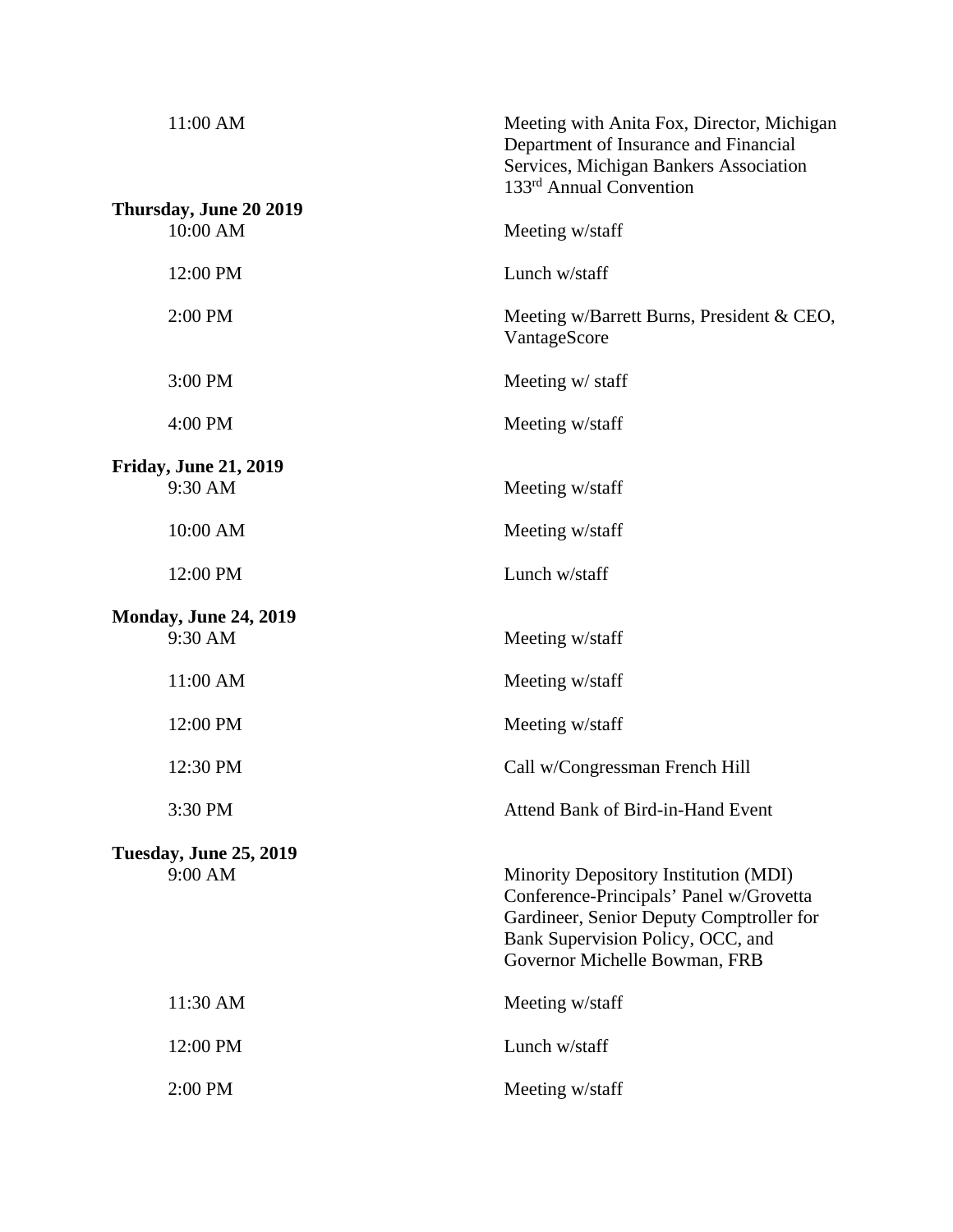| | |
|---|---|
| 11:00 AM | Meeting with Anita Fox, Director, Michigan Department of Insurance and Financial Services, Michigan Bankers Association 133rd Annual Convention |
| **Thursday, June 20 2019** | |
| 10:00 AM | Meeting w/staff |
| 12:00 PM | Lunch w/staff |
| 2:00 PM | Meeting w/Barrett Burns, President & CEO, VantageScore |
| 3:00 PM | Meeting w/ staff |
| 4:00 PM | Meeting w/staff |
| **Friday, June 21, 2019** | |
| 9:30 AM | Meeting w/staff |
| 10:00 AM | Meeting w/staff |
| 12:00 PM | Lunch w/staff |
| **Monday, June 24, 2019** | |
| 9:30 AM | Meeting w/staff |
| 11:00 AM | Meeting w/staff |
| 12:00 PM | Meeting w/staff |
| 12:30 PM | Call w/Congressman French Hill |
| 3:30 PM | Attend Bank of Bird-in-Hand Event |
| **Tuesday, June 25, 2019** | |
| 9:00 AM | Minority Depository Institution (MDI) Conference-Principals' Panel w/Grovetta Gardineer, Senior Deputy Comptroller for Bank Supervision Policy, OCC, and Governor Michelle Bowman, FRB |
| 11:30 AM | Meeting w/staff |
| 12:00 PM | Lunch w/staff |
| 2:00 PM | Meeting w/staff |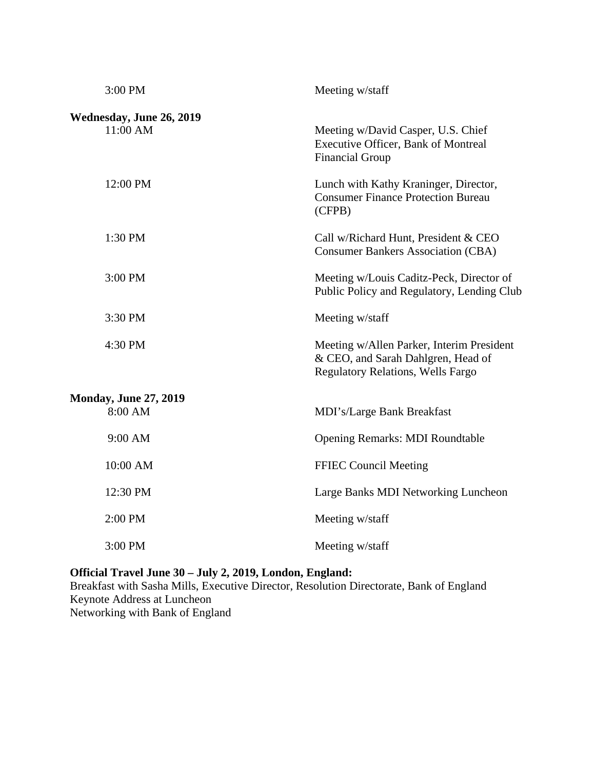| | |
|---|---|
| 3:00 PM | Meeting w/staff |

**Wednesday, June 26, 2019**

| | |
|---|---|
| 11:00 AM | Meeting w/David Casper, U.S. Chief Executive Officer, Bank of Montreal Financial Group |
| 12:00 PM | Lunch with Kathy Kraninger, Director, Consumer Finance Protection Bureau (CFPB) |
| 1:30 PM | Call w/Richard Hunt, President & CEO Consumer Bankers Association (CBA) |
| 3:00 PM | Meeting w/Louis Caditz-Peck, Director of Public Policy and Regulatory, Lending Club |
| 3:30 PM | Meeting w/staff |
| 4:30 PM | Meeting w/Allen Parker, Interim President & CEO, and Sarah Dahlgren, Head of Regulatory Relations, Wells Fargo |

**Monday, June 27, 2019**

| | |
|---|---|
| 8:00 AM | MDI's/Large Bank Breakfast |
| 9:00 AM | Opening Remarks: MDI Roundtable |
| 10:00 AM | FFIEC Council Meeting |
| 12:30 PM | Large Banks MDI Networking Luncheon |
| 2:00 PM | Meeting w/staff |
| 3:00 PM | Meeting w/staff |

**Official Travel June 30 – July 2, 2019, London, England:**

Breakfast with Sasha Mills, Executive Director, Resolution Directorate, Bank of England
Keynote Address at Luncheon
Networking with Bank of England